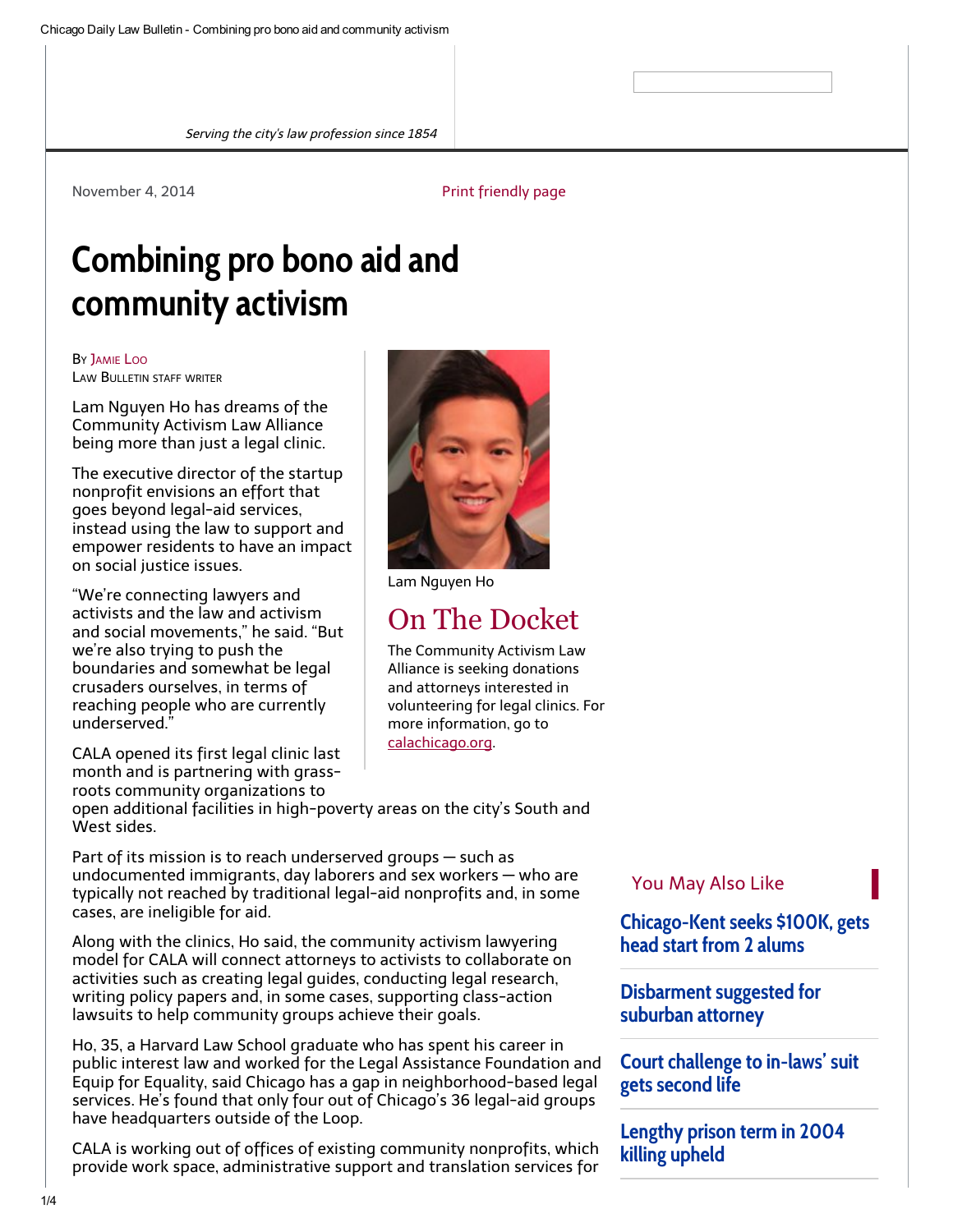*Serving the city's law profession since 1854*

November 4, 2014

Print friendly page

# Combining pro bono aid and community activism

By Jamie Loo
Law Bulletin staff writer

Lam Nguyen Ho has dreams of the Community Activism Law Alliance being more than just a legal clinic.

The executive director of the startup nonprofit envisions an effort that goes beyond legal-aid services, instead using the law to support and empower residents to have an impact on social justice issues.

"We're connecting lawyers and activists and the law and activism and social movements," he said. "But we're also trying to push the boundaries and somewhat be legal crusaders ourselves, in terms of reaching people who are currently underserved."

CALA opened its first legal clinic last month and is partnering with grass-roots community organizations to open additional facilities in high-poverty areas on the city's South and West sides.

Part of its mission is to reach underserved groups — such as undocumented immigrants, day laborers and sex workers — who are typically not reached by traditional legal-aid nonprofits and, in some cases, are ineligible for aid.

Along with the clinics, Ho said, the community activism lawyering model for CALA will connect attorneys to activists to collaborate on activities such as creating legal guides, conducting legal research, writing policy papers and, in some cases, supporting class-action lawsuits to help community groups achieve their goals.

Ho, 35, a Harvard Law School graduate who has spent his career in public interest law and worked for the Legal Assistance Foundation and Equip for Equality, said Chicago has a gap in neighborhood-based legal services. He's found that only four out of Chicago's 36 legal-aid groups have headquarters outside of the Loop.

CALA is working out of offices of existing community nonprofits, which provide work space, administrative support and translation services for

Lam Nguyen Ho

## On The Docket

The Community Activism Law Alliance is seeking donations and attorneys interested in volunteering for legal clinics. For more information, go to calachicago.org.

### You May Also Like

- Chicago-Kent seeks $100K, gets head start from 2 alums
- Disbarment suggested for suburban attorney
- Court challenge to in-laws' suit gets second life
- Lengthy prison term in 2004 killing upheld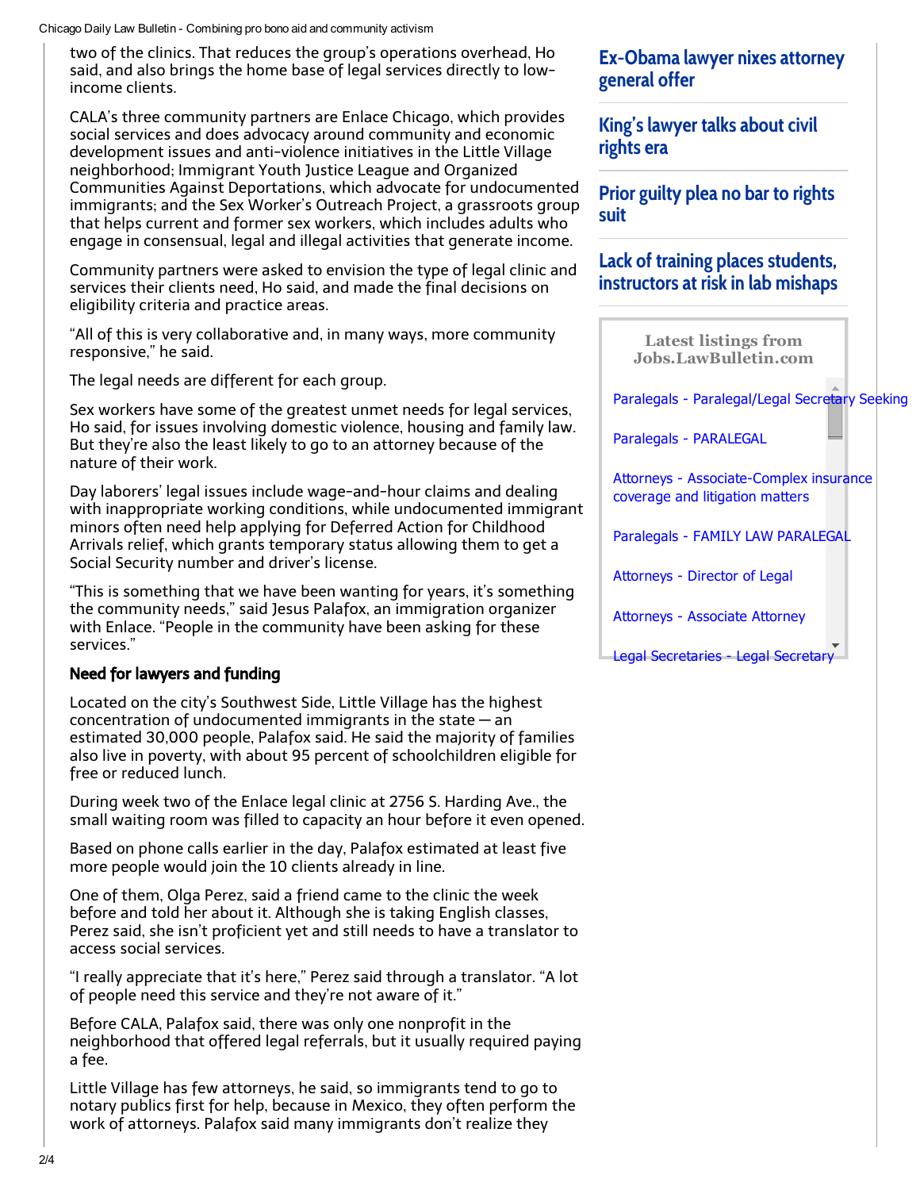two of the clinics. That reduces the group's operations overhead, Ho said, and also brings the home base of legal services directly to low-income clients.

CALA's three community partners are Enlace Chicago, which provides social services and does advocacy around community and economic development issues and anti-violence initiatives in the Little Village neighborhood; Immigrant Youth Justice League and Organized Communities Against Deportations, which advocate for undocumented immigrants; and the Sex Worker's Outreach Project, a grassroots group that helps current and former sex workers, which includes adults who engage in consensual, legal and illegal activities that generate income.

Community partners were asked to envision the type of legal clinic and services their clients need, Ho said, and made the final decisions on eligibility criteria and practice areas.

"All of this is very collaborative and, in many ways, more community responsive," he said.

The legal needs are different for each group.

Sex workers have some of the greatest unmet needs for legal services, Ho said, for issues involving domestic violence, housing and family law. But they're also the least likely to go to an attorney because of the nature of their work.

Day laborers' legal issues include wage-and-hour claims and dealing with inappropriate working conditions, while undocumented immigrant minors often need help applying for Deferred Action for Childhood Arrivals relief, which grants temporary status allowing them to get a Social Security number and driver's license.

"This is something that we have been wanting for years, it's something the community needs," said Jesus Palafox, an immigration organizer with Enlace. "People in the community have been asking for these services."

### Need for lawyers and funding

Located on the city's Southwest Side, Little Village has the highest concentration of undocumented immigrants in the state — an estimated 30,000 people, Palafox said. He said the majority of families also live in poverty, with about 95 percent of schoolchildren eligible for free or reduced lunch.

During week two of the Enlace legal clinic at 2756 S. Harding Ave., the small waiting room was filled to capacity an hour before it even opened.

Based on phone calls earlier in the day, Palafox estimated at least five more people would join the 10 clients already in line.

One of them, Olga Perez, said a friend came to the clinic the week before and told her about it. Although she is taking English classes, Perez said, she isn't proficient yet and still needs to have a translator to access social services.

"I really appreciate that it's here," Perez said through a translator. "A lot of people need this service and they're not aware of it."

Before CALA, Palafox said, there was only one nonprofit in the neighborhood that offered legal referrals, but it usually required paying a fee.

Little Village has few attorneys, he said, so immigrants tend to go to notary publics first for help, because in Mexico, they often perform the work of attorneys. Palafox said many immigrants don't realize they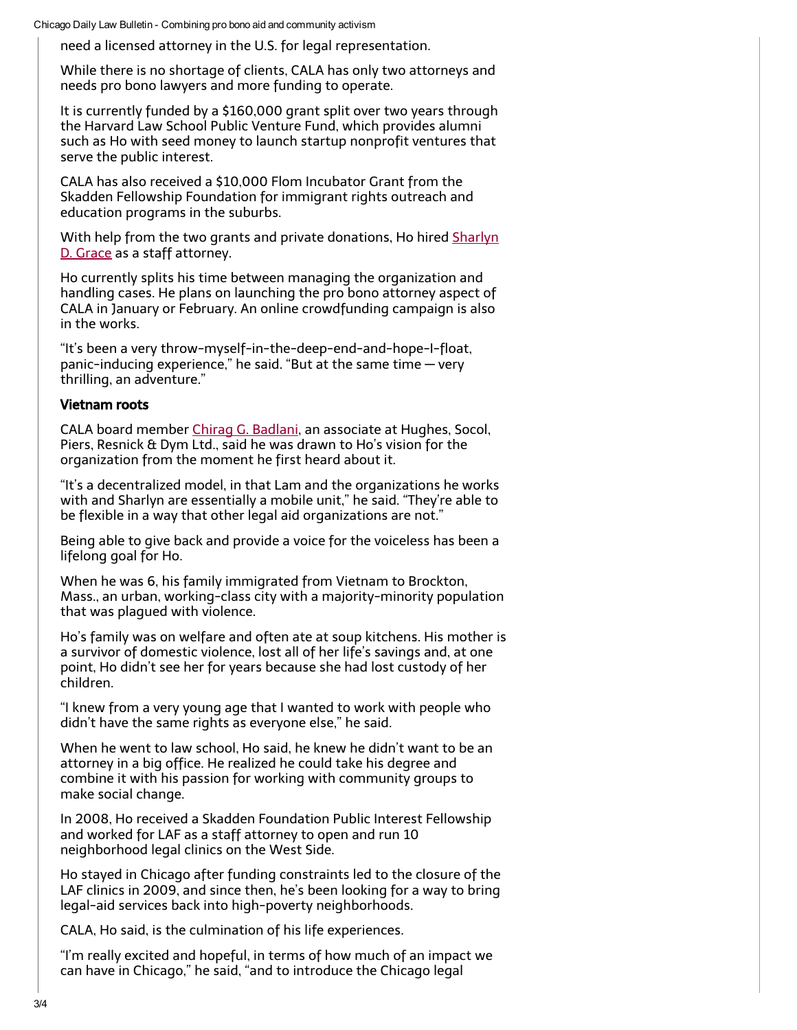need a licensed attorney in the U.S. for legal representation.

While there is no shortage of clients, CALA has only two attorneys and needs pro bono lawyers and more funding to operate.

It is currently funded by a $160,000 grant split over two years through the Harvard Law School Public Venture Fund, which provides alumni such as Ho with seed money to launch startup nonprofit ventures that serve the public interest.

CALA has also received a $10,000 Flom Incubator Grant from the Skadden Fellowship Foundation for immigrant rights outreach and education programs in the suburbs.

With help from the two grants and private donations, Ho hired Sharlyn D. Grace as a staff attorney.

Ho currently splits his time between managing the organization and handling cases. He plans on launching the pro bono attorney aspect of CALA in January or February. An online crowdfunding campaign is also in the works.

"It's been a very throw-myself-in-the-deep-end-and-hope-I-float, panic-inducing experience," he said. "But at the same time — very thrilling, an adventure."

### Vietnam roots

CALA board member Chirag G. Badlani, an associate at Hughes, Socol, Piers, Resnick & Dym Ltd., said he was drawn to Ho's vision for the organization from the moment he first heard about it.

"It's a decentralized model, in that Lam and the organizations he works with and Sharlyn are essentially a mobile unit," he said. "They're able to be flexible in a way that other legal aid organizations are not."

Being able to give back and provide a voice for the voiceless has been a lifelong goal for Ho.

When he was 6, his family immigrated from Vietnam to Brockton, Mass., an urban, working-class city with a majority-minority population that was plagued with violence.

Ho's family was on welfare and often ate at soup kitchens. His mother is a survivor of domestic violence, lost all of her life's savings and, at one point, Ho didn't see her for years because she had lost custody of her children.

"I knew from a very young age that I wanted to work with people who didn't have the same rights as everyone else," he said.

When he went to law school, Ho said, he knew he didn't want to be an attorney in a big office. He realized he could take his degree and combine it with his passion for working with community groups to make social change.

In 2008, Ho received a Skadden Foundation Public Interest Fellowship and worked for LAF as a staff attorney to open and run 10 neighborhood legal clinics on the West Side.

Ho stayed in Chicago after funding constraints led to the closure of the LAF clinics in 2009, and since then, he's been looking for a way to bring legal-aid services back into high-poverty neighborhoods.

CALA, Ho said, is the culmination of his life experiences.

"I'm really excited and hopeful, in terms of how much of an impact we can have in Chicago," he said, "and to introduce the Chicago legal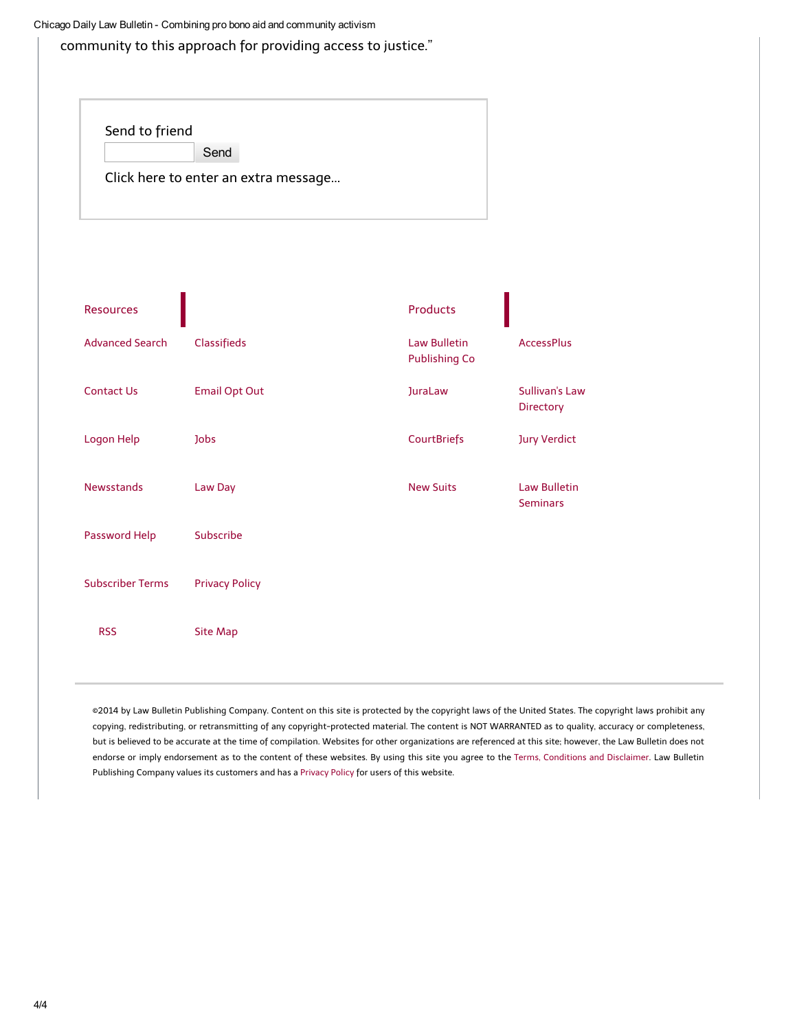community to this approach for providing access to justice."

Send to friend

Send

Click here to enter an extra message...

**Resources**

- Advanced Search
- Classifieds
- Contact Us
- Email Opt Out
- Logon Help
- Jobs
- Newsstands
- Law Day
- Password Help
- Subscribe
- Subscriber Terms
- Privacy Policy
- RSS
- Site Map

**Products**

- Law Bulletin Publishing Co
- AccessPlus
- JuraLaw
- Sullivan's Law Directory
- CourtBriefs
- Jury Verdict
- New Suits
- Law Bulletin Seminars

©2014 by Law Bulletin Publishing Company. Content on this site is protected by the copyright laws of the United States. The copyright laws prohibit any copying, redistributing, or retransmitting of any copyright-protected material. The content is NOT WARRANTED as to quality, accuracy or completeness, but is believed to be accurate at the time of compilation. Websites for other organizations are referenced at this site; however, the Law Bulletin does not endorse or imply endorsement as to the content of these websites. By using this site you agree to the Terms, Conditions and Disclaimer. Law Bulletin Publishing Company values its customers and has a Privacy Policy for users of this website.